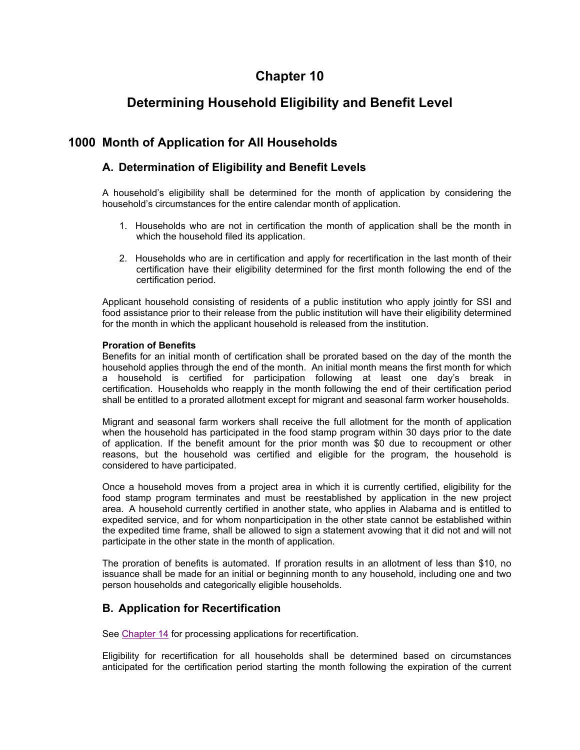# Chapter 10

# Determining Household Eligibility and Benefit Level

## 1000 Month of Application for All Households

### A. Determination of Eligibility and Benefit Levels

A household's eligibility shall be determined for the month of application by considering the household's circumstances for the entire calendar month of application.

1. Households who are not in certification the month of application shall be the month in which the household filed its application.

2. Households who are in certification and apply for recertification in the last month of their certification have their eligibility determined for the first month following the end of the certification period.

Applicant household consisting of residents of a public institution who apply jointly for SSI and food assistance prior to their release from the public institution will have their eligibility determined for the month in which the applicant household is released from the institution.

**Proration of Benefits**
Benefits for an initial month of certification shall be prorated based on the day of the month the household applies through the end of the month. An initial month means the first month for which a household is certified for participation following at least one day's break in certification. Households who reapply in the month following the end of their certification period shall be entitled to a prorated allotment except for migrant and seasonal farm worker households.

Migrant and seasonal farm workers shall receive the full allotment for the month of application when the household has participated in the food stamp program within 30 days prior to the date of application. If the benefit amount for the prior month was $0 due to recoupment or other reasons, but the household was certified and eligible for the program, the household is considered to have participated.

Once a household moves from a project area in which it is currently certified, eligibility for the food stamp program terminates and must be reestablished by application in the new project area. A household currently certified in another state, who applies in Alabama and is entitled to expedited service, and for whom nonparticipation in the other state cannot be established within the expedited time frame, shall be allowed to sign a statement avowing that it did not and will not participate in the other state in the month of application.

The proration of benefits is automated. If proration results in an allotment of less than $10, no issuance shall be made for an initial or beginning month to any household, including one and two person households and categorically eligible households.

### B. Application for Recertification

See Chapter 14 for processing applications for recertification.

Eligibility for recertification for all households shall be determined based on circumstances anticipated for the certification period starting the month following the expiration of the current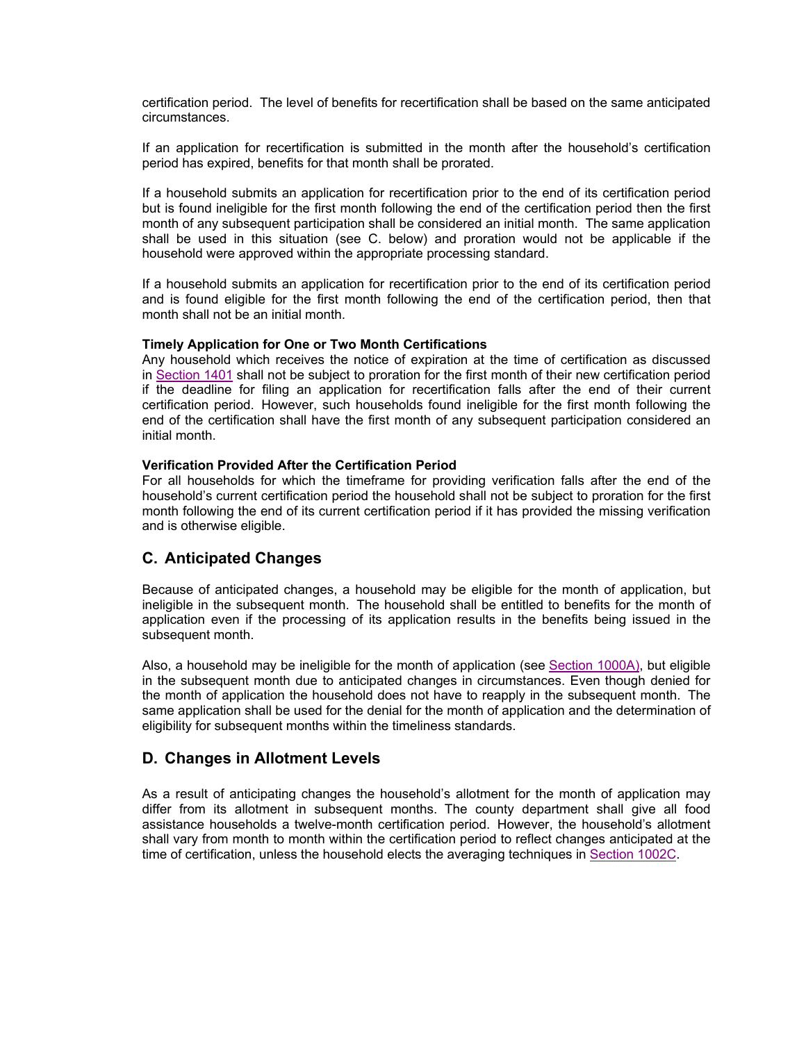certification period. The level of benefits for recertification shall be based on the same anticipated circumstances.

If an application for recertification is submitted in the month after the household's certification period has expired, benefits for that month shall be prorated.

If a household submits an application for recertification prior to the end of its certification period but is found ineligible for the first month following the end of the certification period then the first month of any subsequent participation shall be considered an initial month. The same application shall be used in this situation (see C. below) and proration would not be applicable if the household were approved within the appropriate processing standard.

If a household submits an application for recertification prior to the end of its certification period and is found eligible for the first month following the end of the certification period, then that month shall not be an initial month.

**Timely Application for One or Two Month Certifications**

Any household which receives the notice of expiration at the time of certification as discussed in Section 1401 shall not be subject to proration for the first month of their new certification period if the deadline for filing an application for recertification falls after the end of their current certification period. However, such households found ineligible for the first month following the end of the certification shall have the first month of any subsequent participation considered an initial month.

**Verification Provided After the Certification Period**

For all households for which the timeframe for providing verification falls after the end of the household's current certification period the household shall not be subject to proration for the first month following the end of its current certification period if it has provided the missing verification and is otherwise eligible.

## C. Anticipated Changes

Because of anticipated changes, a household may be eligible for the month of application, but ineligible in the subsequent month. The household shall be entitled to benefits for the month of application even if the processing of its application results in the benefits being issued in the subsequent month.

Also, a household may be ineligible for the month of application (see Section 1000A), but eligible in the subsequent month due to anticipated changes in circumstances. Even though denied for the month of application the household does not have to reapply in the subsequent month. The same application shall be used for the denial for the month of application and the determination of eligibility for subsequent months within the timeliness standards.

## D. Changes in Allotment Levels

As a result of anticipating changes the household's allotment for the month of application may differ from its allotment in subsequent months. The county department shall give all food assistance households a twelve-month certification period. However, the household's allotment shall vary from month to month within the certification period to reflect changes anticipated at the time of certification, unless the household elects the averaging techniques in Section 1002C.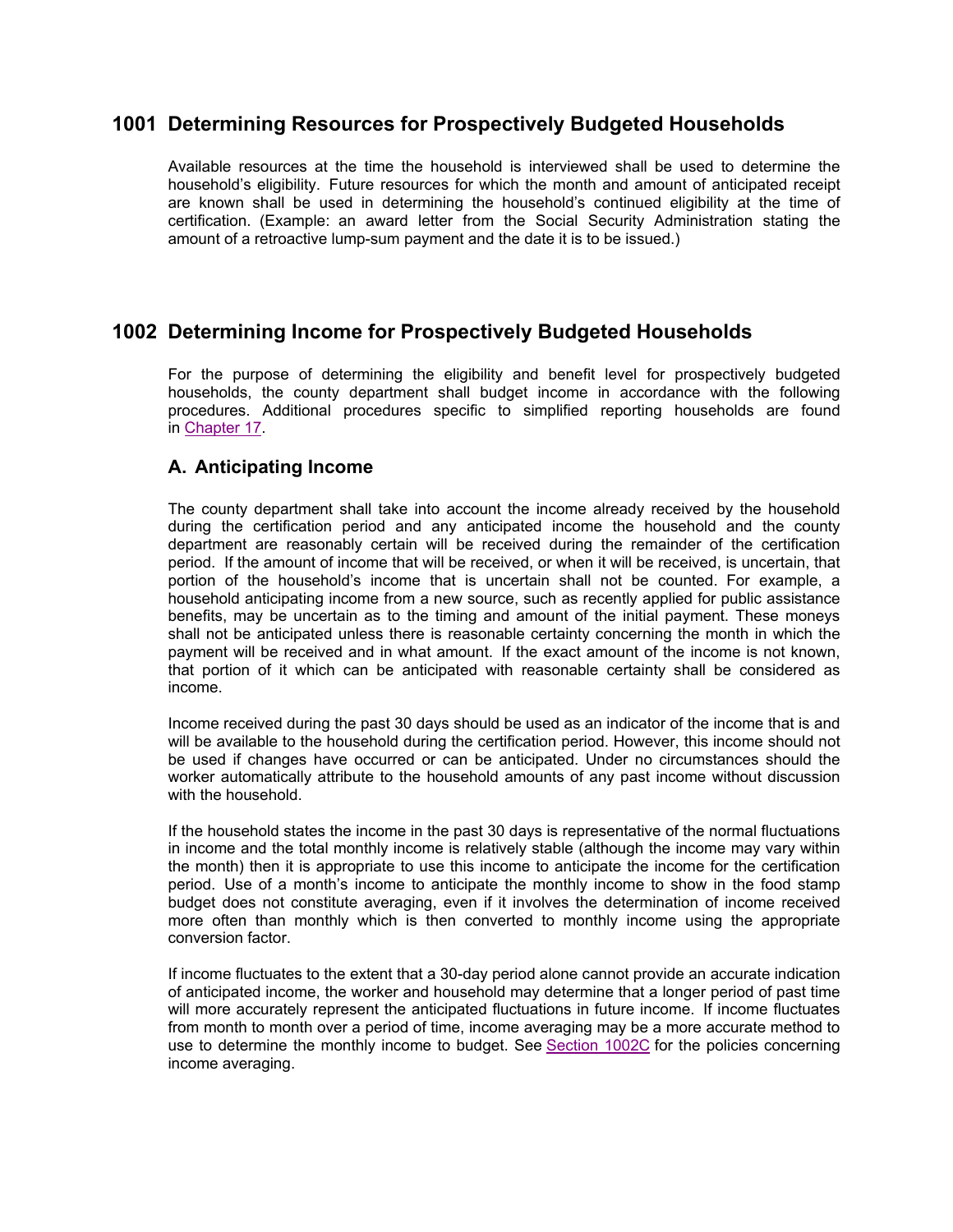## 1001 Determining Resources for Prospectively Budgeted Households

Available resources at the time the household is interviewed shall be used to determine the household's eligibility. Future resources for which the month and amount of anticipated receipt are known shall be used in determining the household's continued eligibility at the time of certification. (Example: an award letter from the Social Security Administration stating the amount of a retroactive lump-sum payment and the date it is to be issued.)

## 1002 Determining Income for Prospectively Budgeted Households

For the purpose of determining the eligibility and benefit level for prospectively budgeted households, the county department shall budget income in accordance with the following procedures. Additional procedures specific to simplified reporting households are found in Chapter 17.

### A. Anticipating Income

The county department shall take into account the income already received by the household during the certification period and any anticipated income the household and the county department are reasonably certain will be received during the remainder of the certification period. If the amount of income that will be received, or when it will be received, is uncertain, that portion of the household's income that is uncertain shall not be counted. For example, a household anticipating income from a new source, such as recently applied for public assistance benefits, may be uncertain as to the timing and amount of the initial payment. These moneys shall not be anticipated unless there is reasonable certainty concerning the month in which the payment will be received and in what amount. If the exact amount of the income is not known, that portion of it which can be anticipated with reasonable certainty shall be considered as income.

Income received during the past 30 days should be used as an indicator of the income that is and will be available to the household during the certification period. However, this income should not be used if changes have occurred or can be anticipated. Under no circumstances should the worker automatically attribute to the household amounts of any past income without discussion with the household.

If the household states the income in the past 30 days is representative of the normal fluctuations in income and the total monthly income is relatively stable (although the income may vary within the month) then it is appropriate to use this income to anticipate the income for the certification period. Use of a month's income to anticipate the monthly income to show in the food stamp budget does not constitute averaging, even if it involves the determination of income received more often than monthly which is then converted to monthly income using the appropriate conversion factor.

If income fluctuates to the extent that a 30-day period alone cannot provide an accurate indication of anticipated income, the worker and household may determine that a longer period of past time will more accurately represent the anticipated fluctuations in future income. If income fluctuates from month to month over a period of time, income averaging may be a more accurate method to use to determine the monthly income to budget. See Section 1002C for the policies concerning income averaging.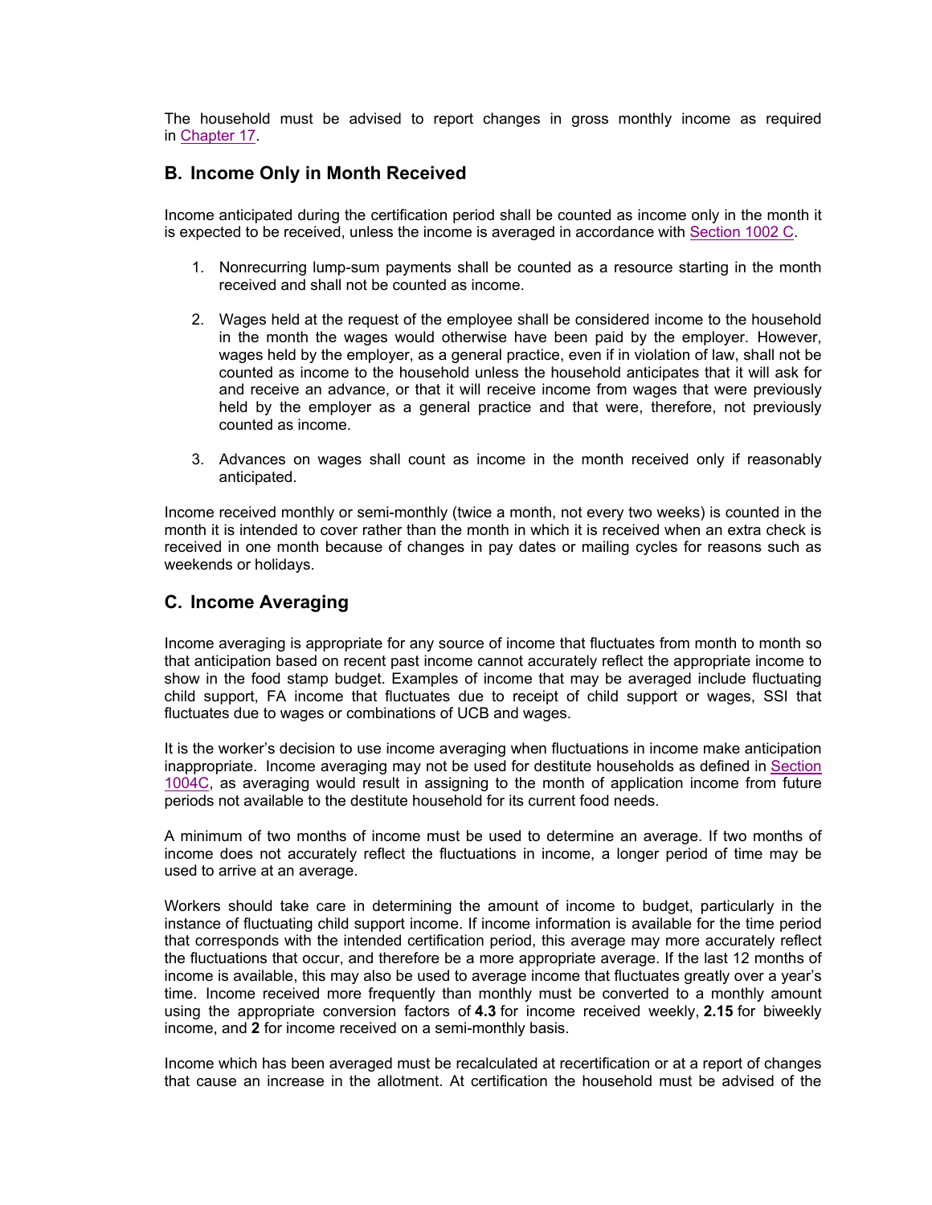The household must be advised to report changes in gross monthly income as required in Chapter 17.

## B. Income Only in Month Received

Income anticipated during the certification period shall be counted as income only in the month it is expected to be received, unless the income is averaged in accordance with Section 1002 C.

1. Nonrecurring lump-sum payments shall be counted as a resource starting in the month received and shall not be counted as income.

2. Wages held at the request of the employee shall be considered income to the household in the month the wages would otherwise have been paid by the employer. However, wages held by the employer, as a general practice, even if in violation of law, shall not be counted as income to the household unless the household anticipates that it will ask for and receive an advance, or that it will receive income from wages that were previously held by the employer as a general practice and that were, therefore, not previously counted as income.

3. Advances on wages shall count as income in the month received only if reasonably anticipated.

Income received monthly or semi-monthly (twice a month, not every two weeks) is counted in the month it is intended to cover rather than the month in which it is received when an extra check is received in one month because of changes in pay dates or mailing cycles for reasons such as weekends or holidays.

## C. Income Averaging

Income averaging is appropriate for any source of income that fluctuates from month to month so that anticipation based on recent past income cannot accurately reflect the appropriate income to show in the food stamp budget. Examples of income that may be averaged include fluctuating child support, FA income that fluctuates due to receipt of child support or wages, SSI that fluctuates due to wages or combinations of UCB and wages.

It is the worker's decision to use income averaging when fluctuations in income make anticipation inappropriate. Income averaging may not be used for destitute households as defined in Section 1004C, as averaging would result in assigning to the month of application income from future periods not available to the destitute household for its current food needs.

A minimum of two months of income must be used to determine an average. If two months of income does not accurately reflect the fluctuations in income, a longer period of time may be used to arrive at an average.

Workers should take care in determining the amount of income to budget, particularly in the instance of fluctuating child support income. If income information is available for the time period that corresponds with the intended certification period, this average may more accurately reflect the fluctuations that occur, and therefore be a more appropriate average. If the last 12 months of income is available, this may also be used to average income that fluctuates greatly over a year's time. Income received more frequently than monthly must be converted to a monthly amount using the appropriate conversion factors of **4.3** for income received weekly, **2.15** for biweekly income, and **2** for income received on a semi-monthly basis.

Income which has been averaged must be recalculated at recertification or at a report of changes that cause an increase in the allotment. At certification the household must be advised of the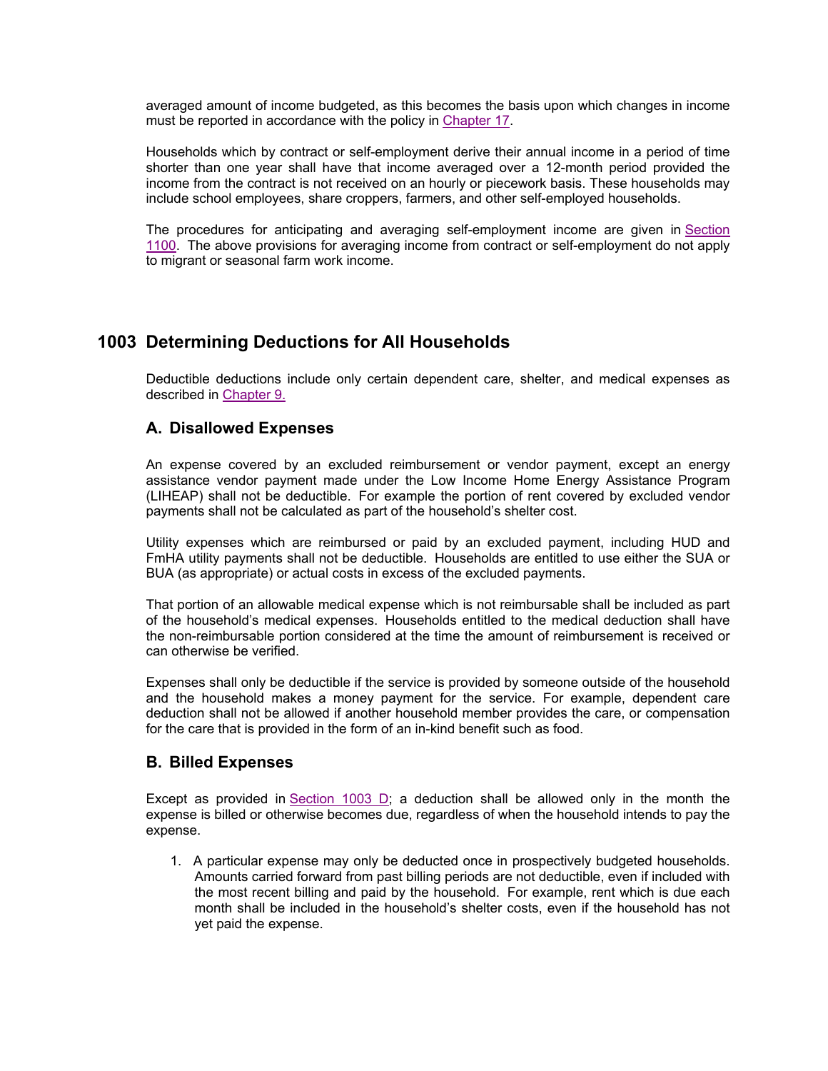averaged amount of income budgeted, as this becomes the basis upon which changes in income must be reported in accordance with the policy in Chapter 17.

Households which by contract or self-employment derive their annual income in a period of time shorter than one year shall have that income averaged over a 12-month period provided the income from the contract is not received on an hourly or piecework basis. These households may include school employees, share croppers, farmers, and other self-employed households.

The procedures for anticipating and averaging self-employment income are given in Section 1100. The above provisions for averaging income from contract or self-employment do not apply to migrant or seasonal farm work income.

## 1003 Determining Deductions for All Households

Deductible deductions include only certain dependent care, shelter, and medical expenses as described in Chapter 9.

### A. Disallowed Expenses

An expense covered by an excluded reimbursement or vendor payment, except an energy assistance vendor payment made under the Low Income Home Energy Assistance Program (LIHEAP) shall not be deductible. For example the portion of rent covered by excluded vendor payments shall not be calculated as part of the household's shelter cost.

Utility expenses which are reimbursed or paid by an excluded payment, including HUD and FmHA utility payments shall not be deductible. Households are entitled to use either the SUA or BUA (as appropriate) or actual costs in excess of the excluded payments.

That portion of an allowable medical expense which is not reimbursable shall be included as part of the household's medical expenses. Households entitled to the medical deduction shall have the non-reimbursable portion considered at the time the amount of reimbursement is received or can otherwise be verified.

Expenses shall only be deductible if the service is provided by someone outside of the household and the household makes a money payment for the service. For example, dependent care deduction shall not be allowed if another household member provides the care, or compensation for the care that is provided in the form of an in-kind benefit such as food.

### B. Billed Expenses

Except as provided in Section 1003 D; a deduction shall be allowed only in the month the expense is billed or otherwise becomes due, regardless of when the household intends to pay the expense.

1. A particular expense may only be deducted once in prospectively budgeted households. Amounts carried forward from past billing periods are not deductible, even if included with the most recent billing and paid by the household. For example, rent which is due each month shall be included in the household's shelter costs, even if the household has not yet paid the expense.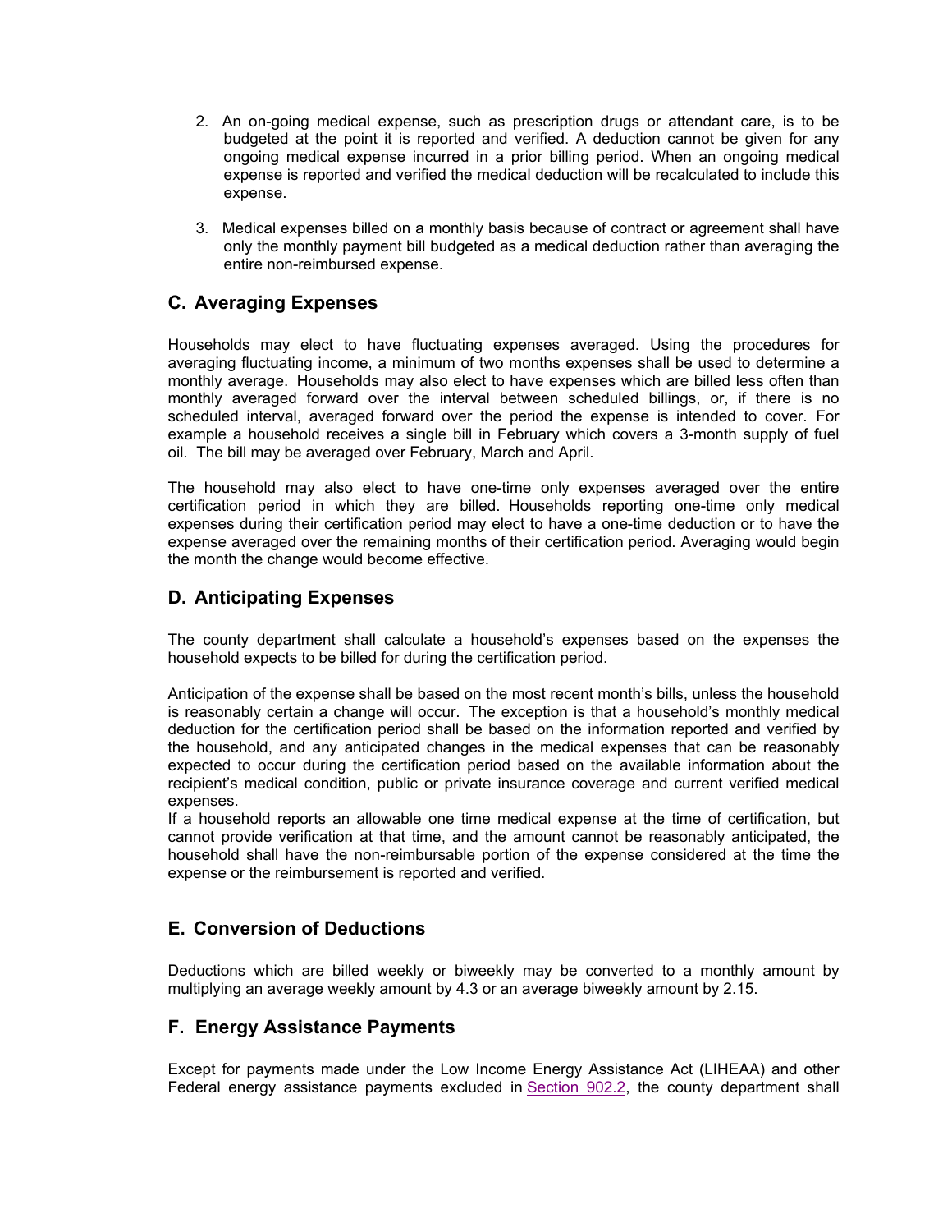2. An on-going medical expense, such as prescription drugs or attendant care, is to be budgeted at the point it is reported and verified. A deduction cannot be given for any ongoing medical expense incurred in a prior billing period. When an ongoing medical expense is reported and verified the medical deduction will be recalculated to include this expense.

3. Medical expenses billed on a monthly basis because of contract or agreement shall have only the monthly payment bill budgeted as a medical deduction rather than averaging the entire non-reimbursed expense.

## C. Averaging Expenses

Households may elect to have fluctuating expenses averaged. Using the procedures for averaging fluctuating income, a minimum of two months expenses shall be used to determine a monthly average. Households may also elect to have expenses which are billed less often than monthly averaged forward over the interval between scheduled billings, or, if there is no scheduled interval, averaged forward over the period the expense is intended to cover. For example a household receives a single bill in February which covers a 3-month supply of fuel oil. The bill may be averaged over February, March and April.

The household may also elect to have one-time only expenses averaged over the entire certification period in which they are billed. Households reporting one-time only medical expenses during their certification period may elect to have a one-time deduction or to have the expense averaged over the remaining months of their certification period. Averaging would begin the month the change would become effective.

## D. Anticipating Expenses

The county department shall calculate a household's expenses based on the expenses the household expects to be billed for during the certification period.

Anticipation of the expense shall be based on the most recent month's bills, unless the household is reasonably certain a change will occur. The exception is that a household's monthly medical deduction for the certification period shall be based on the information reported and verified by the household, and any anticipated changes in the medical expenses that can be reasonably expected to occur during the certification period based on the available information about the recipient's medical condition, public or private insurance coverage and current verified medical expenses.
If a household reports an allowable one time medical expense at the time of certification, but cannot provide verification at that time, and the amount cannot be reasonably anticipated, the household shall have the non-reimbursable portion of the expense considered at the time the expense or the reimbursement is reported and verified.

## E. Conversion of Deductions

Deductions which are billed weekly or biweekly may be converted to a monthly amount by multiplying an average weekly amount by 4.3 or an average biweekly amount by 2.15.

## F. Energy Assistance Payments

Except for payments made under the Low Income Energy Assistance Act (LIHEAA) and other Federal energy assistance payments excluded in Section 902.2, the county department shall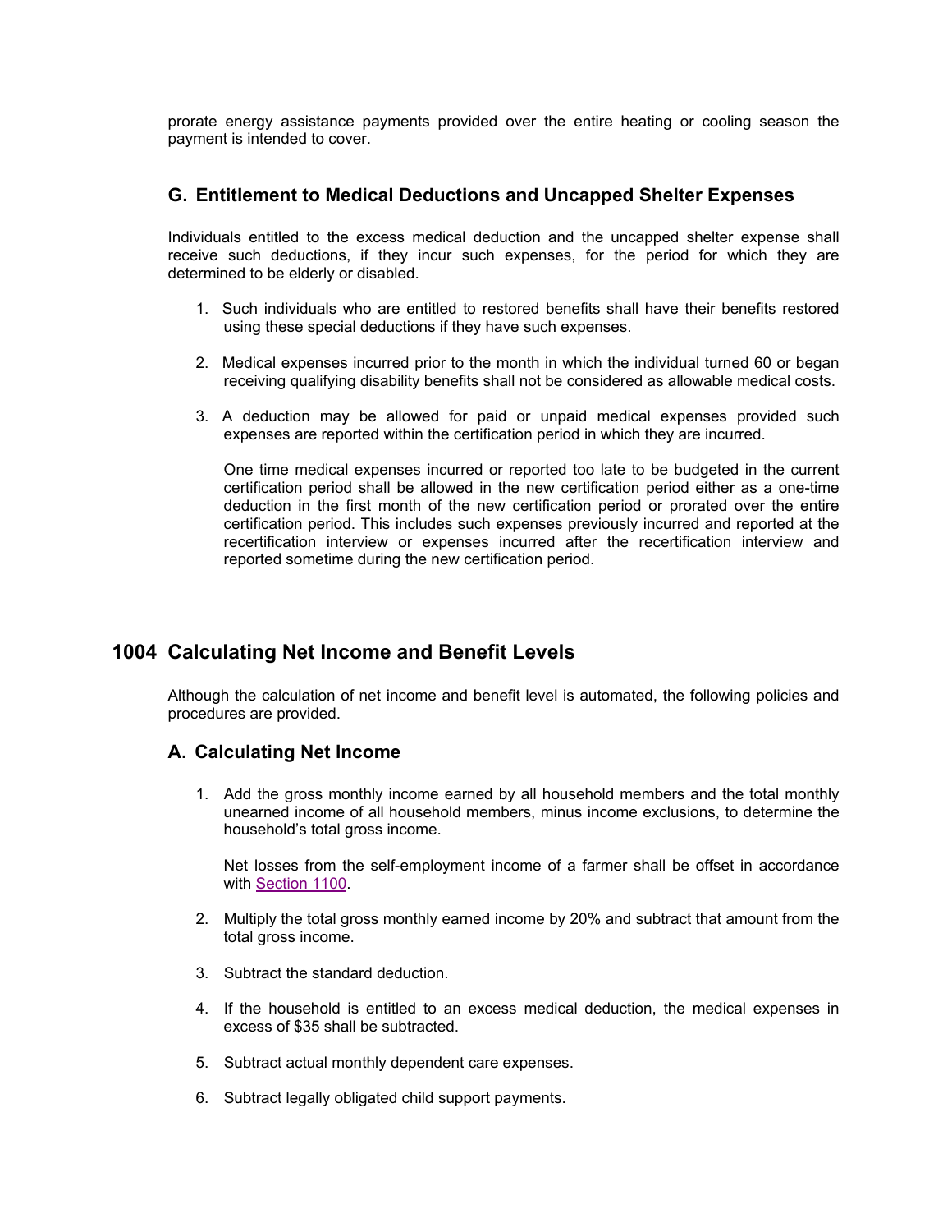prorate energy assistance payments provided over the entire heating or cooling season the payment is intended to cover.

### G. Entitlement to Medical Deductions and Uncapped Shelter Expenses

Individuals entitled to the excess medical deduction and the uncapped shelter expense shall receive such deductions, if they incur such expenses, for the period for which they are determined to be elderly or disabled.

1. Such individuals who are entitled to restored benefits shall have their benefits restored using these special deductions if they have such expenses.

2. Medical expenses incurred prior to the month in which the individual turned 60 or began receiving qualifying disability benefits shall not be considered as allowable medical costs.

3. A deduction may be allowed for paid or unpaid medical expenses provided such expenses are reported within the certification period in which they are incurred.

   One time medical expenses incurred or reported too late to be budgeted in the current certification period shall be allowed in the new certification period either as a one-time deduction in the first month of the new certification period or prorated over the entire certification period. This includes such expenses previously incurred and reported at the recertification interview or expenses incurred after the recertification interview and reported sometime during the new certification period.

## 1004 Calculating Net Income and Benefit Levels

Although the calculation of net income and benefit level is automated, the following policies and procedures are provided.

### A. Calculating Net Income

1. Add the gross monthly income earned by all household members and the total monthly unearned income of all household members, minus income exclusions, to determine the household's total gross income.

   Net losses from the self-employment income of a farmer shall be offset in accordance with Section 1100.

2. Multiply the total gross monthly earned income by 20% and subtract that amount from the total gross income.

3. Subtract the standard deduction.

4. If the household is entitled to an excess medical deduction, the medical expenses in excess of $35 shall be subtracted.

5. Subtract actual monthly dependent care expenses.

6. Subtract legally obligated child support payments.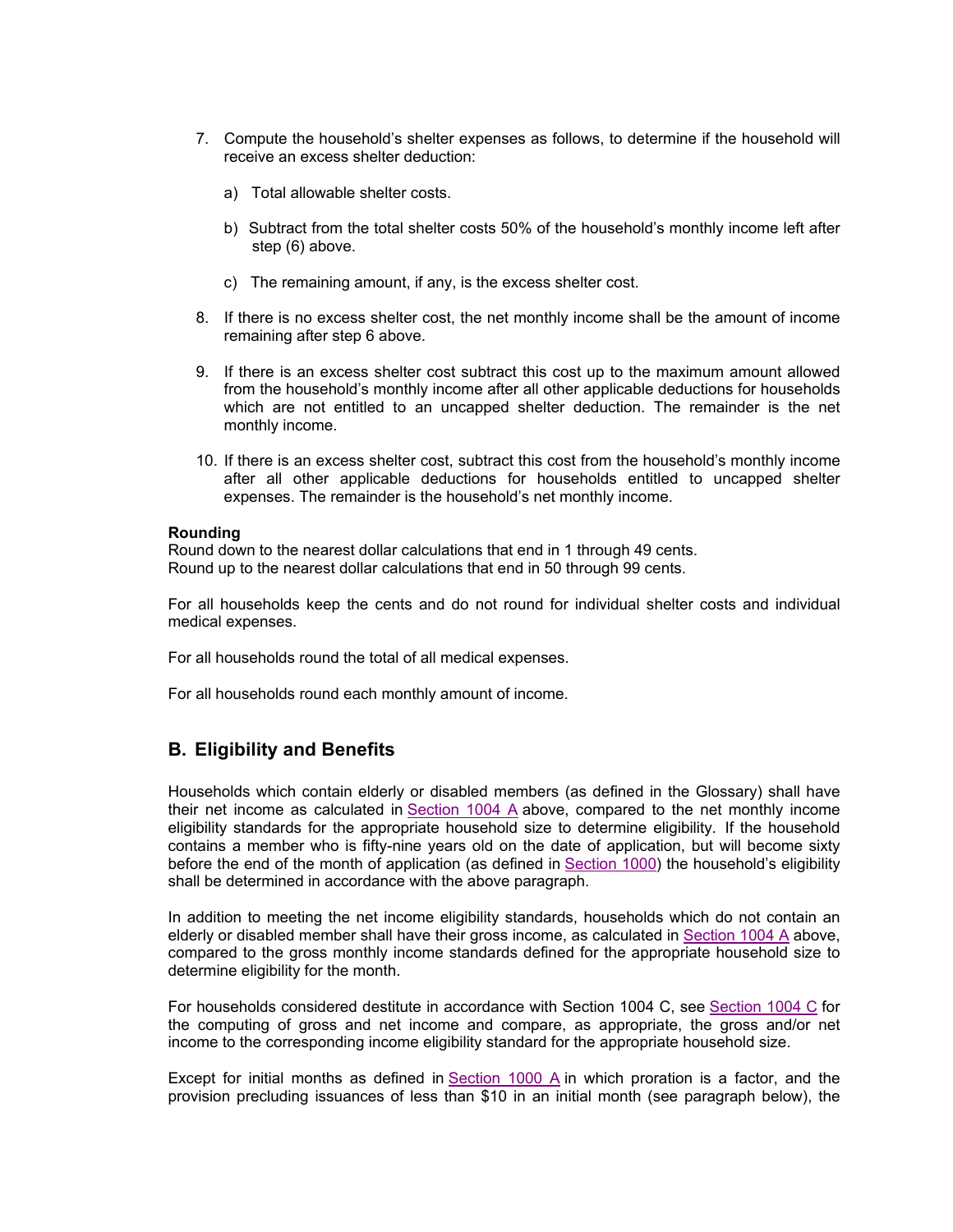7. Compute the household's shelter expenses as follows, to determine if the household will receive an excess shelter deduction:

   a) Total allowable shelter costs.

   b) Subtract from the total shelter costs 50% of the household's monthly income left after step (6) above.

   c) The remaining amount, if any, is the excess shelter cost.

8. If there is no excess shelter cost, the net monthly income shall be the amount of income remaining after step 6 above.

9. If there is an excess shelter cost subtract this cost up to the maximum amount allowed from the household's monthly income after all other applicable deductions for households which are not entitled to an uncapped shelter deduction. The remainder is the net monthly income.

10. If there is an excess shelter cost, subtract this cost from the household's monthly income after all other applicable deductions for households entitled to uncapped shelter expenses. The remainder is the household's net monthly income.

**Rounding**
Round down to the nearest dollar calculations that end in 1 through 49 cents.
Round up to the nearest dollar calculations that end in 50 through 99 cents.

For all households keep the cents and do not round for individual shelter costs and individual medical expenses.

For all households round the total of all medical expenses.

For all households round each monthly amount of income.

## B. Eligibility and Benefits

Households which contain elderly or disabled members (as defined in the Glossary) shall have their net income as calculated in Section 1004 A above, compared to the net monthly income eligibility standards for the appropriate household size to determine eligibility. If the household contains a member who is fifty-nine years old on the date of application, but will become sixty before the end of the month of application (as defined in Section 1000) the household's eligibility shall be determined in accordance with the above paragraph.

In addition to meeting the net income eligibility standards, households which do not contain an elderly or disabled member shall have their gross income, as calculated in Section 1004 A above, compared to the gross monthly income standards defined for the appropriate household size to determine eligibility for the month.

For households considered destitute in accordance with Section 1004 C, see Section 1004 C for the computing of gross and net income and compare, as appropriate, the gross and/or net income to the corresponding income eligibility standard for the appropriate household size.

Except for initial months as defined in Section 1000 A in which proration is a factor, and the provision precluding issuances of less than $10 in an initial month (see paragraph below), the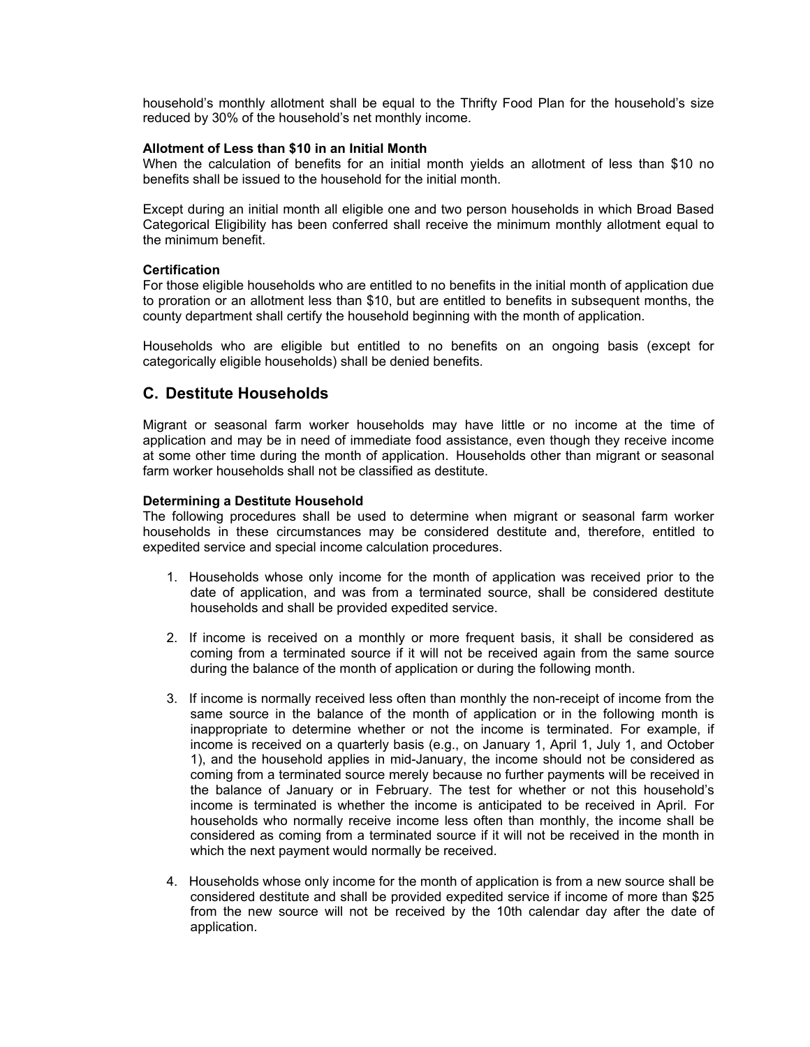household's monthly allotment shall be equal to the Thrifty Food Plan for the household's size reduced by 30% of the household's net monthly income.

**Allotment of Less than $10 in an Initial Month**
When the calculation of benefits for an initial month yields an allotment of less than $10 no benefits shall be issued to the household for the initial month.

Except during an initial month all eligible one and two person households in which Broad Based Categorical Eligibility has been conferred shall receive the minimum monthly allotment equal to the minimum benefit.

**Certification**
For those eligible households who are entitled to no benefits in the initial month of application due to proration or an allotment less than $10, but are entitled to benefits in subsequent months, the county department shall certify the household beginning with the month of application.

Households who are eligible but entitled to no benefits on an ongoing basis (except for categorically eligible households) shall be denied benefits.

## C. Destitute Households

Migrant or seasonal farm worker households may have little or no income at the time of application and may be in need of immediate food assistance, even though they receive income at some other time during the month of application. Households other than migrant or seasonal farm worker households shall not be classified as destitute.

**Determining a Destitute Household**
The following procedures shall be used to determine when migrant or seasonal farm worker households in these circumstances may be considered destitute and, therefore, entitled to expedited service and special income calculation procedures.

1. Households whose only income for the month of application was received prior to the date of application, and was from a terminated source, shall be considered destitute households and shall be provided expedited service.

2. If income is received on a monthly or more frequent basis, it shall be considered as coming from a terminated source if it will not be received again from the same source during the balance of the month of application or during the following month.

3. If income is normally received less often than monthly the non-receipt of income from the same source in the balance of the month of application or in the following month is inappropriate to determine whether or not the income is terminated. For example, if income is received on a quarterly basis (e.g., on January 1, April 1, July 1, and October 1), and the household applies in mid-January, the income should not be considered as coming from a terminated source merely because no further payments will be received in the balance of January or in February. The test for whether or not this household's income is terminated is whether the income is anticipated to be received in April. For households who normally receive income less often than monthly, the income shall be considered as coming from a terminated source if it will not be received in the month in which the next payment would normally be received.

4. Households whose only income for the month of application is from a new source shall be considered destitute and shall be provided expedited service if income of more than $25 from the new source will not be received by the 10th calendar day after the date of application.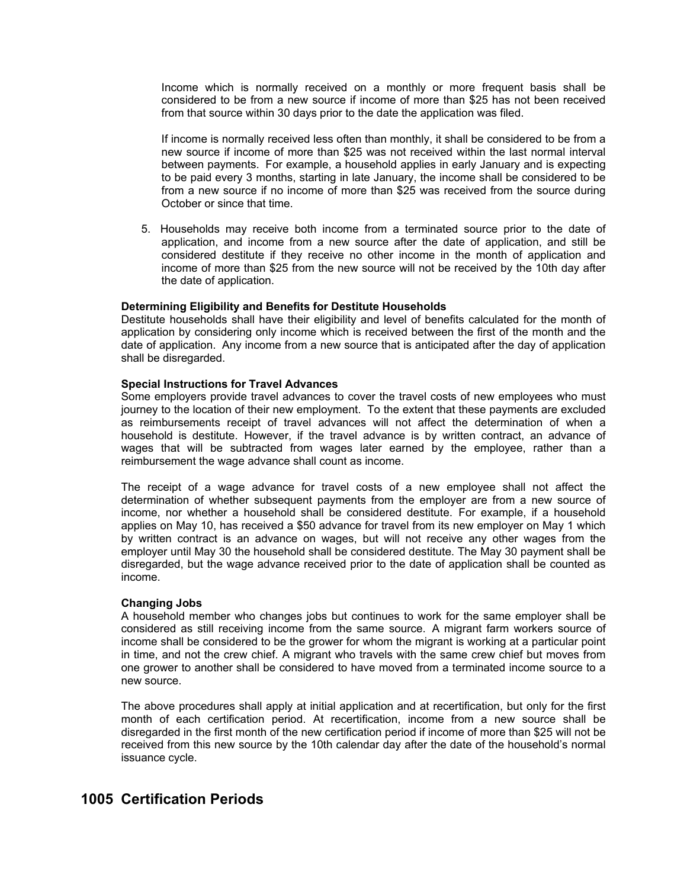Income which is normally received on a monthly or more frequent basis shall be considered to be from a new source if income of more than $25 has not been received from that source within 30 days prior to the date the application was filed.

If income is normally received less often than monthly, it shall be considered to be from a new source if income of more than $25 was not received within the last normal interval between payments. For example, a household applies in early January and is expecting to be paid every 3 months, starting in late January, the income shall be considered to be from a new source if no income of more than $25 was received from the source during October or since that time.

5. Households may receive both income from a terminated source prior to the date of application, and income from a new source after the date of application, and still be considered destitute if they receive no other income in the month of application and income of more than $25 from the new source will not be received by the 10th day after the date of application.

**Determining Eligibility and Benefits for Destitute Households**
Destitute households shall have their eligibility and level of benefits calculated for the month of application by considering only income which is received between the first of the month and the date of application. Any income from a new source that is anticipated after the day of application shall be disregarded.

**Special Instructions for Travel Advances**
Some employers provide travel advances to cover the travel costs of new employees who must journey to the location of their new employment. To the extent that these payments are excluded as reimbursements receipt of travel advances will not affect the determination of when a household is destitute. However, if the travel advance is by written contract, an advance of wages that will be subtracted from wages later earned by the employee, rather than a reimbursement the wage advance shall count as income.

The receipt of a wage advance for travel costs of a new employee shall not affect the determination of whether subsequent payments from the employer are from a new source of income, nor whether a household shall be considered destitute. For example, if a household applies on May 10, has received a $50 advance for travel from its new employer on May 1 which by written contract is an advance on wages, but will not receive any other wages from the employer until May 30 the household shall be considered destitute. The May 30 payment shall be disregarded, but the wage advance received prior to the date of application shall be counted as income.

**Changing Jobs**
A household member who changes jobs but continues to work for the same employer shall be considered as still receiving income from the same source. A migrant farm workers source of income shall be considered to be the grower for whom the migrant is working at a particular point in time, and not the crew chief. A migrant who travels with the same crew chief but moves from one grower to another shall be considered to have moved from a terminated income source to a new source.

The above procedures shall apply at initial application and at recertification, but only for the first month of each certification period. At recertification, income from a new source shall be disregarded in the first month of the new certification period if income of more than $25 will not be received from this new source by the 10th calendar day after the date of the household's normal issuance cycle.

## 1005 Certification Periods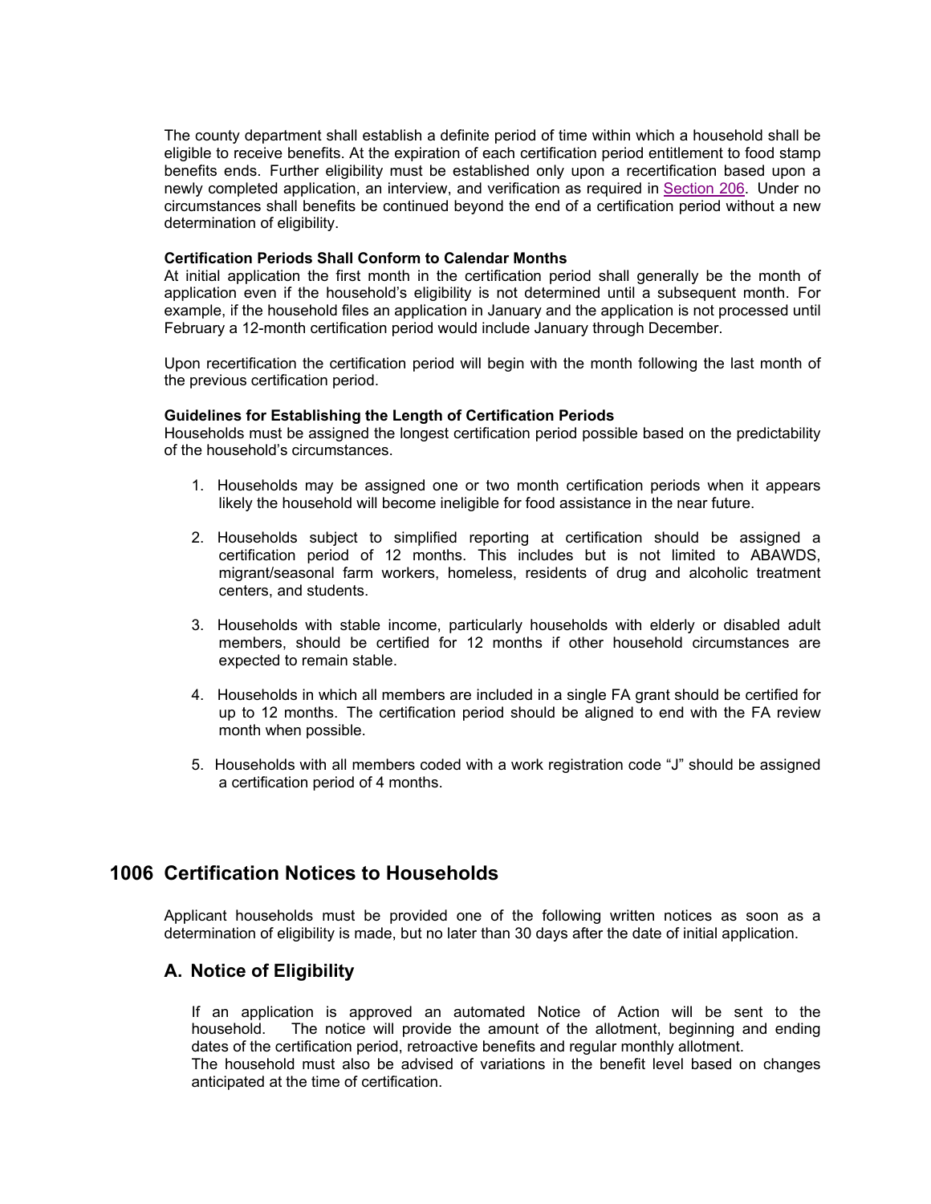The county department shall establish a definite period of time within which a household shall be eligible to receive benefits. At the expiration of each certification period entitlement to food stamp benefits ends. Further eligibility must be established only upon a recertification based upon a newly completed application, an interview, and verification as required in Section 206. Under no circumstances shall benefits be continued beyond the end of a certification period without a new determination of eligibility.

**Certification Periods Shall Conform to Calendar Months**
At initial application the first month in the certification period shall generally be the month of application even if the household's eligibility is not determined until a subsequent month. For example, if the household files an application in January and the application is not processed until February a 12-month certification period would include January through December.

Upon recertification the certification period will begin with the month following the last month of the previous certification period.

**Guidelines for Establishing the Length of Certification Periods**
Households must be assigned the longest certification period possible based on the predictability of the household's circumstances.

1. Households may be assigned one or two month certification periods when it appears likely the household will become ineligible for food assistance in the near future.
2. Households subject to simplified reporting at certification should be assigned a certification period of 12 months. This includes but is not limited to ABAWDS, migrant/seasonal farm workers, homeless, residents of drug and alcoholic treatment centers, and students.
3. Households with stable income, particularly households with elderly or disabled adult members, should be certified for 12 months if other household circumstances are expected to remain stable.
4. Households in which all members are included in a single FA grant should be certified for up to 12 months. The certification period should be aligned to end with the FA review month when possible.
5. Households with all members coded with a work registration code "J" should be assigned a certification period of 4 months.

## 1006 Certification Notices to Households

Applicant households must be provided one of the following written notices as soon as a determination of eligibility is made, but no later than 30 days after the date of initial application.

### A. Notice of Eligibility

If an application is approved an automated Notice of Action will be sent to the household. The notice will provide the amount of the allotment, beginning and ending dates of the certification period, retroactive benefits and regular monthly allotment.
The household must also be advised of variations in the benefit level based on changes anticipated at the time of certification.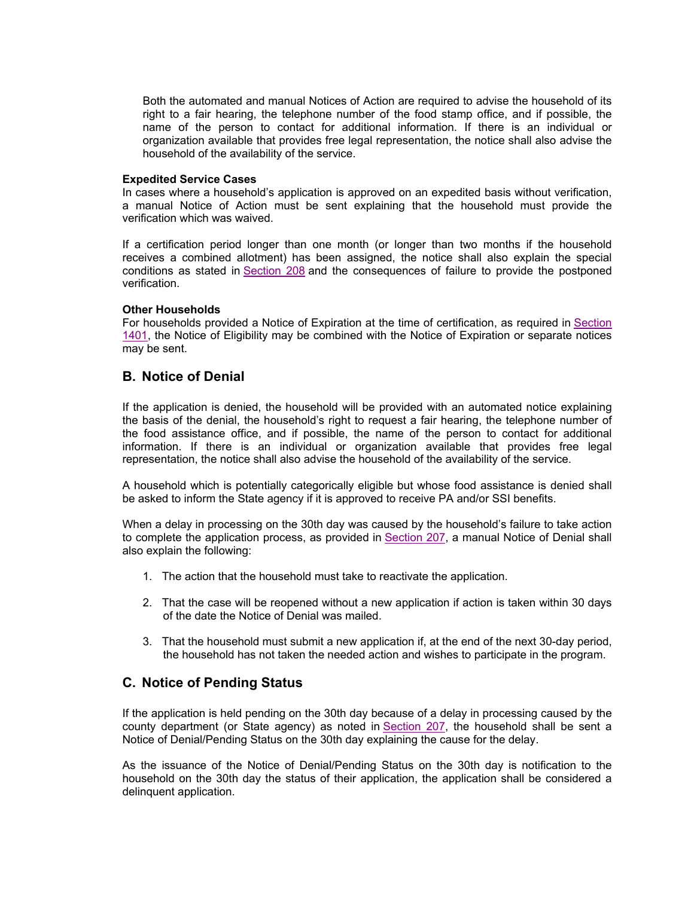Both the automated and manual Notices of Action are required to advise the household of its right to a fair hearing, the telephone number of the food stamp office, and if possible, the name of the person to contact for additional information. If there is an individual or organization available that provides free legal representation, the notice shall also advise the household of the availability of the service.

**Expedited Service Cases**

In cases where a household's application is approved on an expedited basis without verification, a manual Notice of Action must be sent explaining that the household must provide the verification which was waived.

If a certification period longer than one month (or longer than two months if the household receives a combined allotment) has been assigned, the notice shall also explain the special conditions as stated in Section 208 and the consequences of failure to provide the postponed verification.

**Other Households**

For households provided a Notice of Expiration at the time of certification, as required in Section 1401, the Notice of Eligibility may be combined with the Notice of Expiration or separate notices may be sent.

## B. Notice of Denial

If the application is denied, the household will be provided with an automated notice explaining the basis of the denial, the household's right to request a fair hearing, the telephone number of the food assistance office, and if possible, the name of the person to contact for additional information. If there is an individual or organization available that provides free legal representation, the notice shall also advise the household of the availability of the service.

A household which is potentially categorically eligible but whose food assistance is denied shall be asked to inform the State agency if it is approved to receive PA and/or SSI benefits.

When a delay in processing on the 30th day was caused by the household's failure to take action to complete the application process, as provided in Section 207, a manual Notice of Denial shall also explain the following:

1. The action that the household must take to reactivate the application.
2. That the case will be reopened without a new application if action is taken within 30 days of the date the Notice of Denial was mailed.
3. That the household must submit a new application if, at the end of the next 30-day period, the household has not taken the needed action and wishes to participate in the program.

## C. Notice of Pending Status

If the application is held pending on the 30th day because of a delay in processing caused by the county department (or State agency) as noted in Section 207, the household shall be sent a Notice of Denial/Pending Status on the 30th day explaining the cause for the delay.

As the issuance of the Notice of Denial/Pending Status on the 30th day is notification to the household on the 30th day the status of their application, the application shall be considered a delinquent application.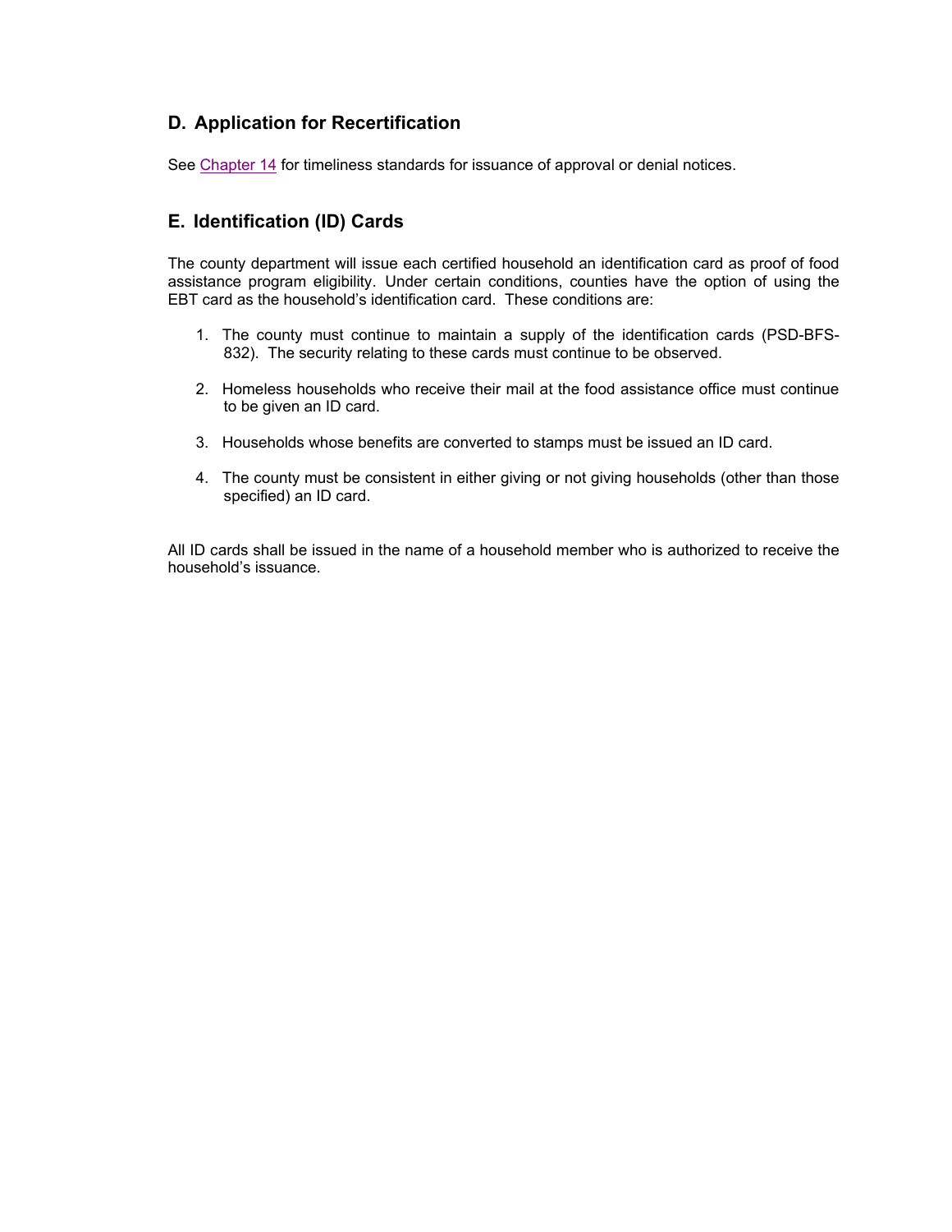## D. Application for Recertification

See Chapter 14 for timeliness standards for issuance of approval or denial notices.

## E. Identification (ID) Cards

The county department will issue each certified household an identification card as proof of food assistance program eligibility. Under certain conditions, counties have the option of using the EBT card as the household's identification card. These conditions are:

1. The county must continue to maintain a supply of the identification cards (PSD-BFS-832). The security relating to these cards must continue to be observed.
2. Homeless households who receive their mail at the food assistance office must continue to be given an ID card.
3. Households whose benefits are converted to stamps must be issued an ID card.
4. The county must be consistent in either giving or not giving households (other than those specified) an ID card.

All ID cards shall be issued in the name of a household member who is authorized to receive the household's issuance.